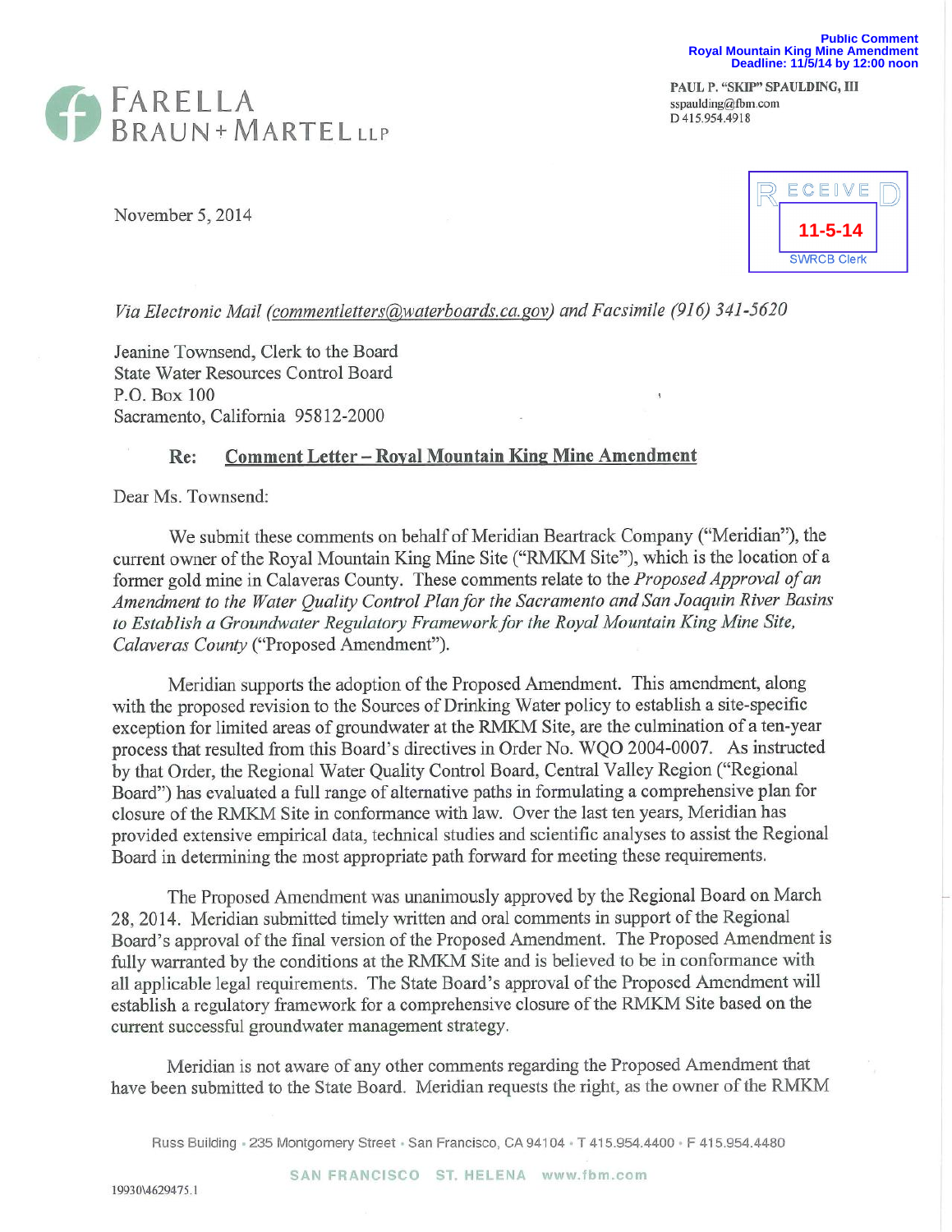Public Comment
Royal Mountain King Mine Amendment
Deadline: 11/5/14 by 12:00 noon

FARELLA BRAUN + MARTEL LLP

**PAUL P. "SKIP" SPAULDING, III**
sspaulding@fbm.com
D 415.954.4918

RECEIVED
11-5-14
SWRCB Clerk

November 5, 2014

*Via Electronic Mail (commentletters@waterboards.ca.gov) and Facsimile (916) 341-5620*

Jeanine Townsend, Clerk to the Board
State Water Resources Control Board
P.O. Box 100
Sacramento, California 95812-2000

**Re: Comment Letter – Royal Mountain King Mine Amendment**

Dear Ms. Townsend:

We submit these comments on behalf of Meridian Beartrack Company ("Meridian"), the current owner of the Royal Mountain King Mine Site ("RMKM Site"), which is the location of a former gold mine in Calaveras County. These comments relate to the *Proposed Approval of an Amendment to the Water Quality Control Plan for the Sacramento and San Joaquin River Basins to Establish a Groundwater Regulatory Framework for the Royal Mountain King Mine Site, Calaveras County* ("Proposed Amendment").

Meridian supports the adoption of the Proposed Amendment. This amendment, along with the proposed revision to the Sources of Drinking Water policy to establish a site-specific exception for limited areas of groundwater at the RMKM Site, are the culmination of a ten-year process that resulted from this Board's directives in Order No. WQO 2004-0007. As instructed by that Order, the Regional Water Quality Control Board, Central Valley Region ("Regional Board") has evaluated a full range of alternative paths in formulating a comprehensive plan for closure of the RMKM Site in conformance with law. Over the last ten years, Meridian has provided extensive empirical data, technical studies and scientific analyses to assist the Regional Board in determining the most appropriate path forward for meeting these requirements.

The Proposed Amendment was unanimously approved by the Regional Board on March 28, 2014. Meridian submitted timely written and oral comments in support of the Regional Board's approval of the final version of the Proposed Amendment. The Proposed Amendment is fully warranted by the conditions at the RMKM Site and is believed to be in conformance with all applicable legal requirements. The State Board's approval of the Proposed Amendment will establish a regulatory framework for a comprehensive closure of the RMKM Site based on the current successful groundwater management strategy.

Meridian is not aware of any other comments regarding the Proposed Amendment that have been submitted to the State Board. Meridian requests the right, as the owner of the RMKM

Russ Building • 235 Montgomery Street • San Francisco, CA 94104 • T 415.954.4400 • F 415.954.4480

SAN FRANCISCO ST. HELENA www.fbm.com

19930\4629475.1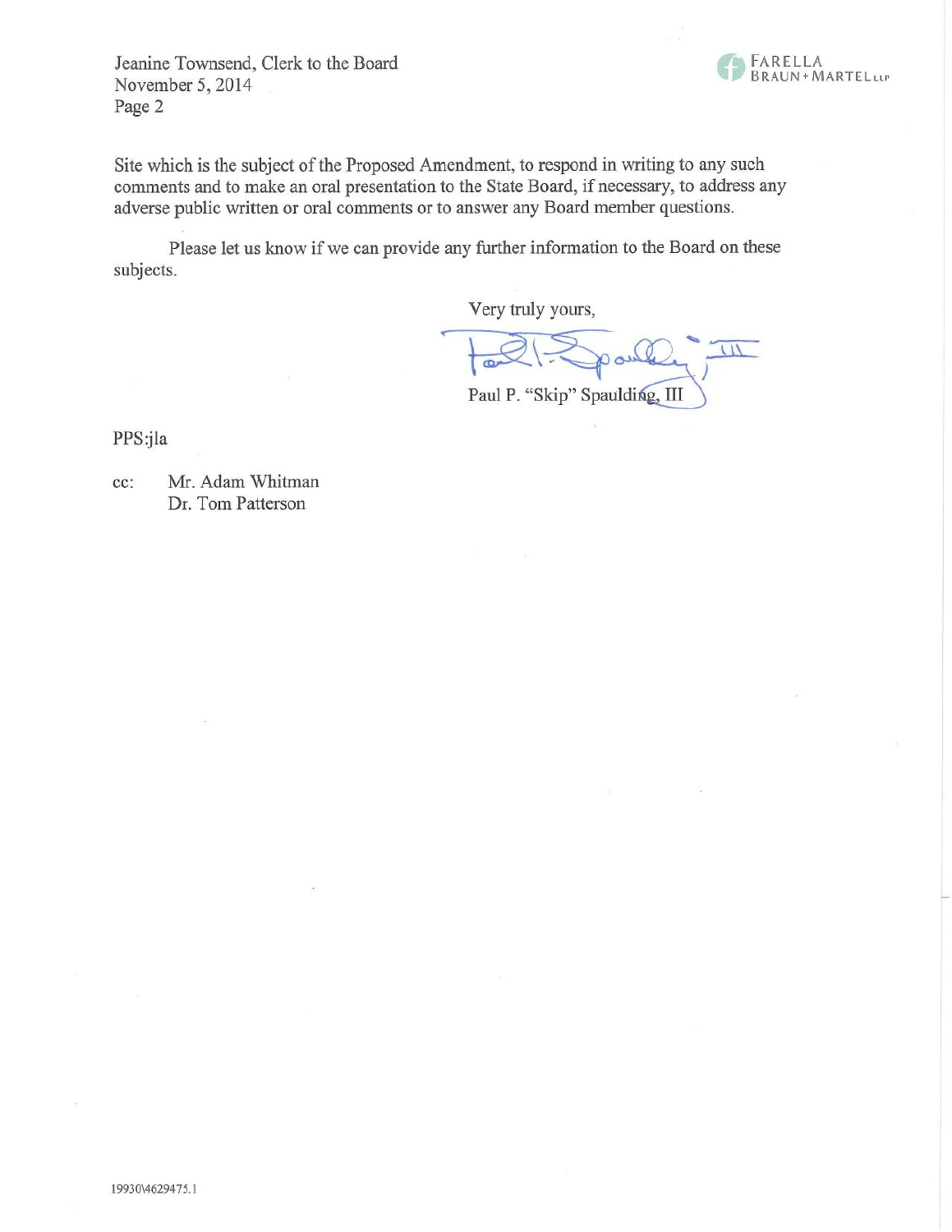Site which is the subject of the Proposed Amendment, to respond in writing to any such comments and to make an oral presentation to the State Board, if necessary, to address any adverse public written or oral comments or to answer any Board member questions.

Please let us know if we can provide any further information to the Board on these subjects.

Very truly yours,

Paul P. "Skip" Spaulding, III

PPS:jla

cc: Mr. Adam Whitman
Dr. Tom Patterson

19930\4629475.1